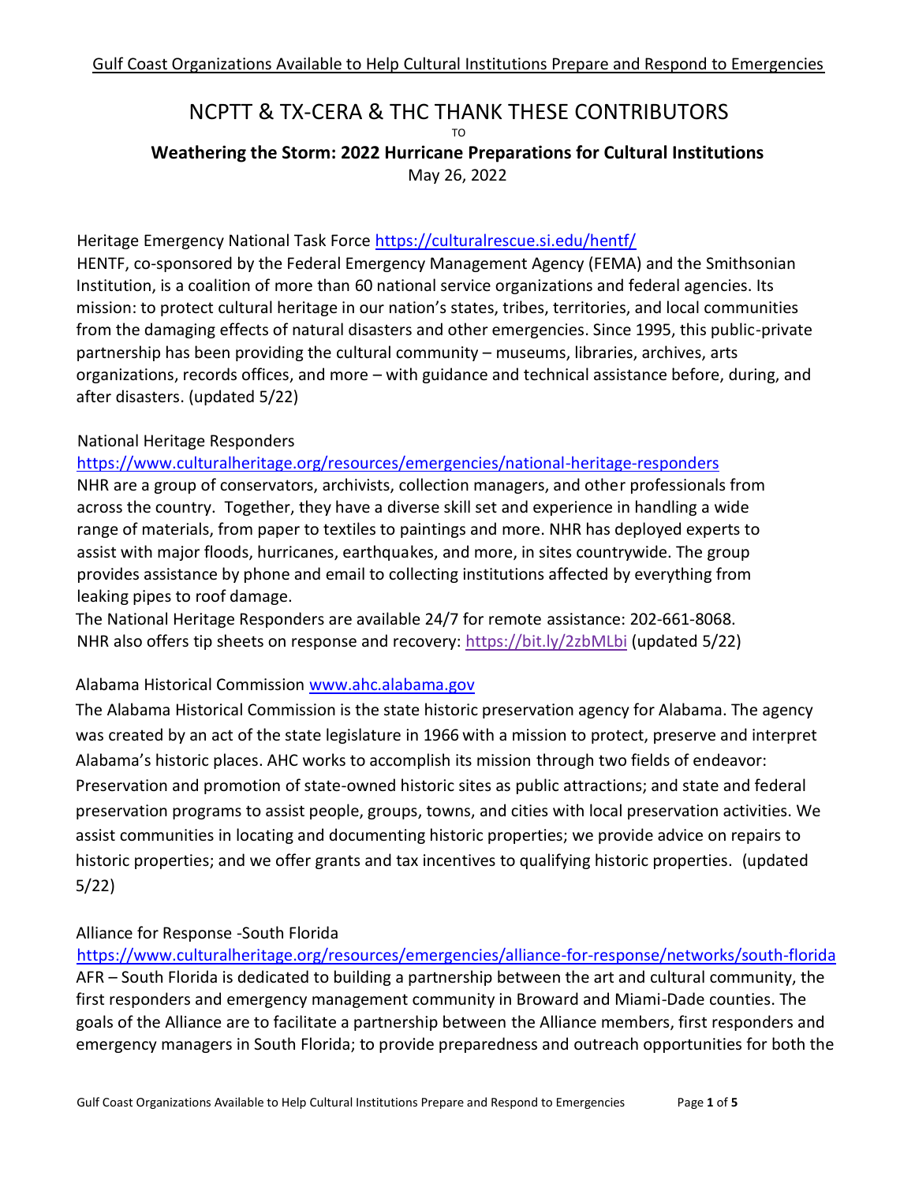# NCPTT & TX-CERA & THC THANK THESE CONTRIBUTORS

TO

## Weathering the Storm: 2022 Hurricane Preparations for Cultural Institutions

May 26, 2022

Heritage Emergency National Task Force https://culturalrescue.si.edu/hentf/

HENTF, co-sponsored by the Federal Emergency Management Agency (FEMA) and the Smithsonian Institution, is a coalition of more than 60 national service organizations and federal agencies. Its mission: to protect cultural heritage in our nation's states, tribes, territories, and local communities from the damaging effects of natural disasters and other emergencies. Since 1995, this public-private partnership has been providing the cultural community – museums, libraries, archives, arts organizations, records offices, and more – with guidance and technical assistance before, during, and after disasters. (updated 5/22)

National Heritage Responders

https://www.culturalheritage.org/resources/emergencies/national-heritage-responders

NHR are a group of conservators, archivists, collection managers, and other professionals from across the country. Together, they have a diverse skill set and experience in handling a wide range of materials, from paper to textiles to paintings and more. NHR has deployed experts to assist with major floods, hurricanes, earthquakes, and more, in sites countrywide. The group provides assistance by phone and email to collecting institutions affected by everything from leaking pipes to roof damage.

The National Heritage Responders are available 24/7 for remote assistance: 202-661-8068.

NHR also offers tip sheets on response and recovery: https://bit.ly/2zbMLbi (updated 5/22)

Alabama Historical Commission www.ahc.alabama.gov

The Alabama Historical Commission is the state historic preservation agency for Alabama. The agency was created by an act of the state legislature in 1966 with a mission to protect, preserve and interpret Alabama's historic places. AHC works to accomplish its mission through two fields of endeavor: Preservation and promotion of state-owned historic sites as public attractions; and state and federal preservation programs to assist people, groups, towns, and cities with local preservation activities. We assist communities in locating and documenting historic properties; we provide advice on repairs to historic properties; and we offer grants and tax incentives to qualifying historic properties. (updated 5/22)

Alliance for Response -South Florida

https://www.culturalheritage.org/resources/emergencies/alliance-for-response/networks/south-florida

AFR – South Florida is dedicated to building a partnership between the art and cultural community, the first responders and emergency management community in Broward and Miami-Dade counties. The goals of the Alliance are to facilitate a partnership between the Alliance members, first responders and emergency managers in South Florida; to provide preparedness and outreach opportunities for both the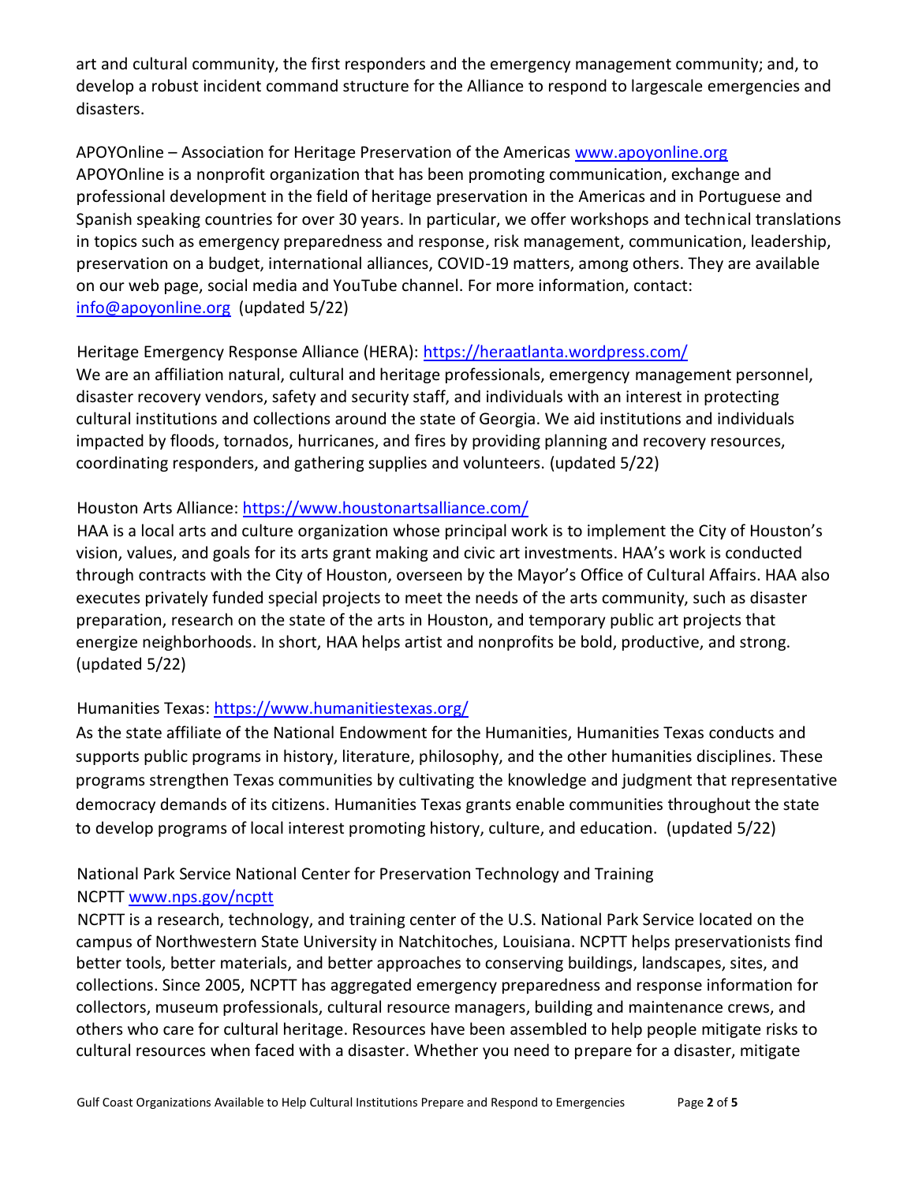art and cultural community, the first responders and the emergency management community; and, to develop a robust incident command structure for the Alliance to respond to largescale emergencies and disasters.

APOYOnline – Association for Heritage Preservation of the Americas www.apoyonline.org
APOYOnline is a nonprofit organization that has been promoting communication, exchange and professional development in the field of heritage preservation in the Americas and in Portuguese and Spanish speaking countries for over 30 years. In particular, we offer workshops and technical translations in topics such as emergency preparedness and response, risk management, communication, leadership, preservation on a budget, international alliances, COVID-19 matters, among others. They are available on our web page, social media and YouTube channel. For more information, contact: info@apoyonline.org (updated 5/22)

Heritage Emergency Response Alliance (HERA): https://heraatlanta.wordpress.com/
We are an affiliation natural, cultural and heritage professionals, emergency management personnel, disaster recovery vendors, safety and security staff, and individuals with an interest in protecting cultural institutions and collections around the state of Georgia. We aid institutions and individuals impacted by floods, tornados, hurricanes, and fires by providing planning and recovery resources, coordinating responders, and gathering supplies and volunteers. (updated 5/22)

Houston Arts Alliance: https://www.houstonartsalliance.com/
HAA is a local arts and culture organization whose principal work is to implement the City of Houston's vision, values, and goals for its arts grant making and civic art investments. HAA's work is conducted through contracts with the City of Houston, overseen by the Mayor's Office of Cultural Affairs. HAA also executes privately funded special projects to meet the needs of the arts community, such as disaster preparation, research on the state of the arts in Houston, and temporary public art projects that energize neighborhoods. In short, HAA helps artist and nonprofits be bold, productive, and strong. (updated 5/22)

Humanities Texas: https://www.humanitiestexas.org/
As the state affiliate of the National Endowment for the Humanities, Humanities Texas conducts and supports public programs in history, literature, philosophy, and the other humanities disciplines. These programs strengthen Texas communities by cultivating the knowledge and judgment that representative democracy demands of its citizens. Humanities Texas grants enable communities throughout the state to develop programs of local interest promoting history, culture, and education. (updated 5/22)

National Park Service National Center for Preservation Technology and Training
NCPTT www.nps.gov/ncptt
NCPTT is a research, technology, and training center of the U.S. National Park Service located on the campus of Northwestern State University in Natchitoches, Louisiana. NCPTT helps preservationists find better tools, better materials, and better approaches to conserving buildings, landscapes, sites, and collections. Since 2005, NCPTT has aggregated emergency preparedness and response information for collectors, museum professionals, cultural resource managers, building and maintenance crews, and others who care for cultural heritage. Resources have been assembled to help people mitigate risks to cultural resources when faced with a disaster. Whether you need to prepare for a disaster, mitigate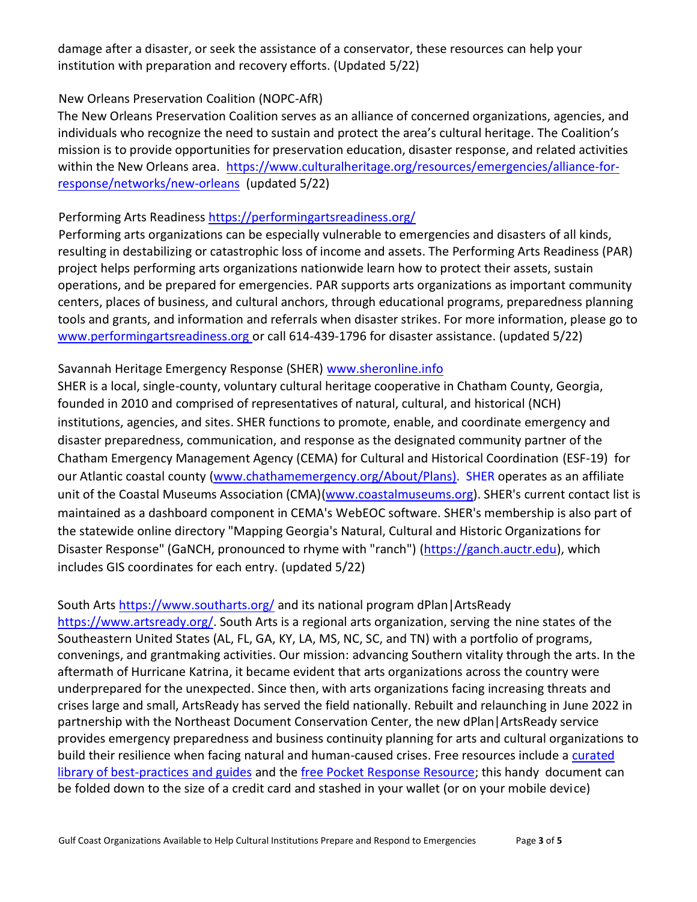damage after a disaster, or seek the assistance of a conservator, these resources can help your institution with preparation and recovery efforts. (Updated 5/22)

New Orleans Preservation Coalition (NOPC-AfR)
The New Orleans Preservation Coalition serves as an alliance of concerned organizations, agencies, and individuals who recognize the need to sustain and protect the area's cultural heritage. The Coalition's mission is to provide opportunities for preservation education, disaster response, and related activities within the New Orleans area. [https://www.culturalheritage.org/resources/emergencies/alliance-for-response/networks/new-orleans](https://www.culturalheritage.org/resources/emergencies/alliance-for-response/networks/new-orleans) (updated 5/22)

Performing Arts Readiness [https://performingartsreadiness.org/](https://performingartsreadiness.org/)
Performing arts organizations can be especially vulnerable to emergencies and disasters of all kinds, resulting in destabilizing or catastrophic loss of income and assets. The Performing Arts Readiness (PAR) project helps performing arts organizations nationwide learn how to protect their assets, sustain operations, and be prepared for emergencies. PAR supports arts organizations as important community centers, places of business, and cultural anchors, through educational programs, preparedness planning tools and grants, and information and referrals when disaster strikes. For more information, please go to [www.performingartsreadiness.org](www.performingartsreadiness.org) or call 614-439-1796 for disaster assistance. (updated 5/22)

Savannah Heritage Emergency Response (SHER) [www.sheronline.info](www.sheronline.info)
SHER is a local, single-county, voluntary cultural heritage cooperative in Chatham County, Georgia, founded in 2010 and comprised of representatives of natural, cultural, and historical (NCH) institutions, agencies, and sites. SHER functions to promote, enable, and coordinate emergency and disaster preparedness, communication, and response as the designated community partner of the Chatham Emergency Management Agency (CEMA) for Cultural and Historical Coordination (ESF-19) for our Atlantic coastal county ([www.chathamemergency.org/About/Plans)](www.chathamemergency.org/About/Plans). SHER operates as an affiliate unit of the Coastal Museums Association (CMA)([www.coastalmuseums.org](www.coastalmuseums.org)). SHER's current contact list is maintained as a dashboard component in CEMA's WebEOC software. SHER's membership is also part of the statewide online directory "Mapping Georgia's Natural, Cultural and Historic Organizations for Disaster Response" (GaNCH, pronounced to rhyme with "ranch") ([https://ganch.auctr.edu](https://ganch.auctr.edu)), which includes GIS coordinates for each entry. (updated 5/22)

South Arts [https://www.southarts.org/](https://www.southarts.org/) and its national program dPlan|ArtsReady [https://www.artsready.org/](https://www.artsready.org/). South Arts is a regional arts organization, serving the nine states of the Southeastern United States (AL, FL, GA, KY, LA, MS, NC, SC, and TN) with a portfolio of programs, convenings, and grantmaking activities. Our mission: advancing Southern vitality through the arts. In the aftermath of Hurricane Katrina, it became evident that arts organizations across the country were underprepared for the unexpected. Since then, with arts organizations facing increasing threats and crises large and small, ArtsReady has served the field nationally. Rebuilt and relaunching in June 2022 in partnership with the Northeast Document Conservation Center, the new dPlan|ArtsReady service provides emergency preparedness and business continuity planning for arts and cultural organizations to build their resilience when facing natural and human-caused crises. Free resources include a curated library of best-practices and guides and the free Pocket Response Resource; this handy document can be folded down to the size of a credit card and stashed in your wallet (or on your mobile device)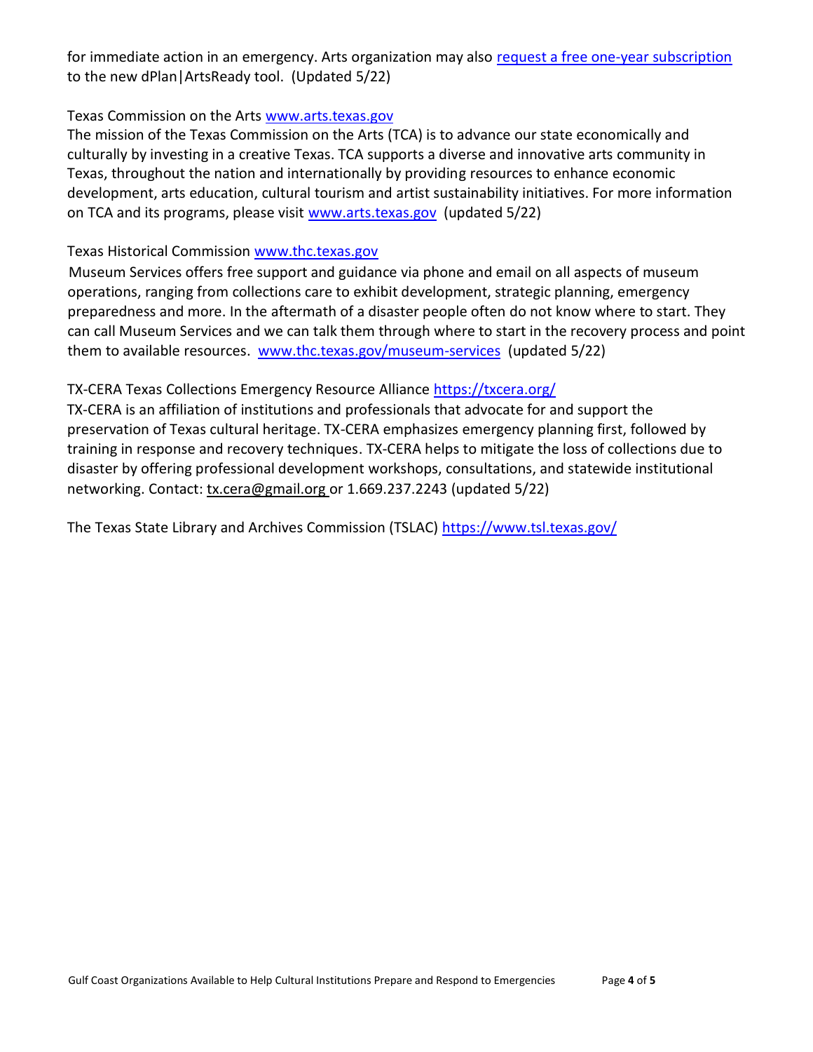for immediate action in an emergency. Arts organization may also [request a free one-year subscription]() to the new dPlan|ArtsReady tool. (Updated 5/22)

Texas Commission on the Arts [www.arts.texas.gov](http://www.arts.texas.gov)
The mission of the Texas Commission on the Arts (TCA) is to advance our state economically and culturally by investing in a creative Texas. TCA supports a diverse and innovative arts community in Texas, throughout the nation and internationally by providing resources to enhance economic development, arts education, cultural tourism and artist sustainability initiatives. For more information on TCA and its programs, please visit [www.arts.texas.gov](http://www.arts.texas.gov) (updated 5/22)

Texas Historical Commission [www.thc.texas.gov](http://www.thc.texas.gov)
Museum Services offers free support and guidance via phone and email on all aspects of museum operations, ranging from collections care to exhibit development, strategic planning, emergency preparedness and more. In the aftermath of a disaster people often do not know where to start. They can call Museum Services and we can talk them through where to start in the recovery process and point them to available resources. [www.thc.texas.gov/museum-services](http://www.thc.texas.gov/museum-services) (updated 5/22)

TX-CERA Texas Collections Emergency Resource Alliance [https://txcera.org/](https://txcera.org/)
TX-CERA is an affiliation of institutions and professionals that advocate for and support the preservation of Texas cultural heritage. TX-CERA emphasizes emergency planning first, followed by training in response and recovery techniques. TX-CERA helps to mitigate the loss of collections due to disaster by offering professional development workshops, consultations, and statewide institutional networking. Contact: tx.cera@gmail.org or 1.669.237.2243 (updated 5/22)

The Texas State Library and Archives Commission (TSLAC) [https://www.tsl.texas.gov/](https://www.tsl.texas.gov/)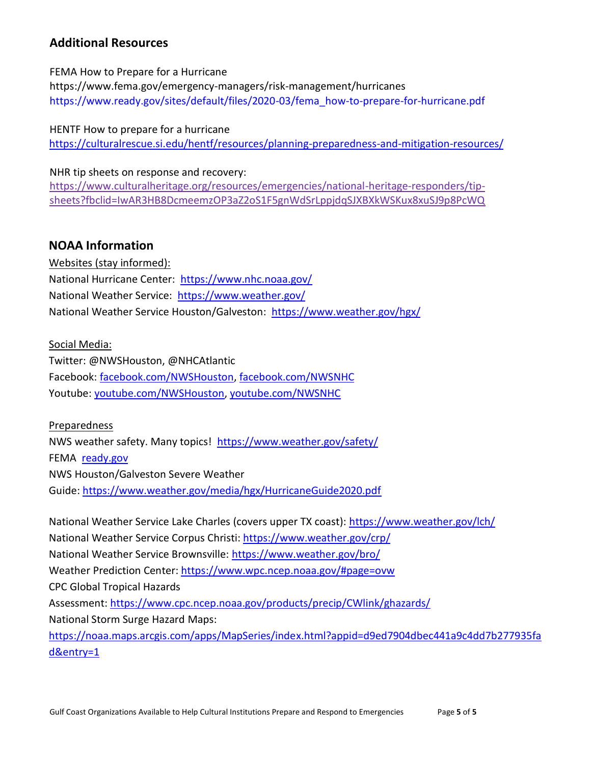## Additional Resources

FEMA How to Prepare for a Hurricane
https://www.fema.gov/emergency-managers/risk-management/hurricanes
https://www.ready.gov/sites/default/files/2020-03/fema_how-to-prepare-for-hurricane.pdf

HENTF How to prepare for a hurricane
https://culturalrescue.si.edu/hentf/resources/planning-preparedness-and-mitigation-resources/

NHR tip sheets on response and recovery:
https://www.culturalheritage.org/resources/emergencies/national-heritage-responders/tip-sheets?fbclid=IwAR3HB8DcmeemzOP3aZ2oS1F5gnWdSrLppjdqSJXBXkWSKux8xuSJ9p8PcWQ

## NOAA Information

Websites (stay informed):
National Hurricane Center: https://www.nhc.noaa.gov/
National Weather Service: https://www.weather.gov/
National Weather Service Houston/Galveston: https://www.weather.gov/hgx/

Social Media:
Twitter: @NWSHouston, @NHCAtlantic
Facebook: facebook.com/NWSHouston, facebook.com/NWSNHC
Youtube: youtube.com/NWSHouston, youtube.com/NWSNHC

Preparedness
NWS weather safety. Many topics! https://www.weather.gov/safety/
FEMA ready.gov
NWS Houston/Galveston Severe Weather
Guide: https://www.weather.gov/media/hgx/HurricaneGuide2020.pdf

National Weather Service Lake Charles (covers upper TX coast): https://www.weather.gov/lch/
National Weather Service Corpus Christi: https://www.weather.gov/crp/
National Weather Service Brownsville: https://www.weather.gov/bro/
Weather Prediction Center: https://www.wpc.ncep.noaa.gov/#page=ovw
CPC Global Tropical Hazards
Assessment: https://www.cpc.ncep.noaa.gov/products/precip/CWlink/ghazards/
National Storm Surge Hazard Maps:
https://noaa.maps.arcgis.com/apps/MapSeries/index.html?appid=d9ed7904dbec441a9c4dd7b277935fad&entry=1